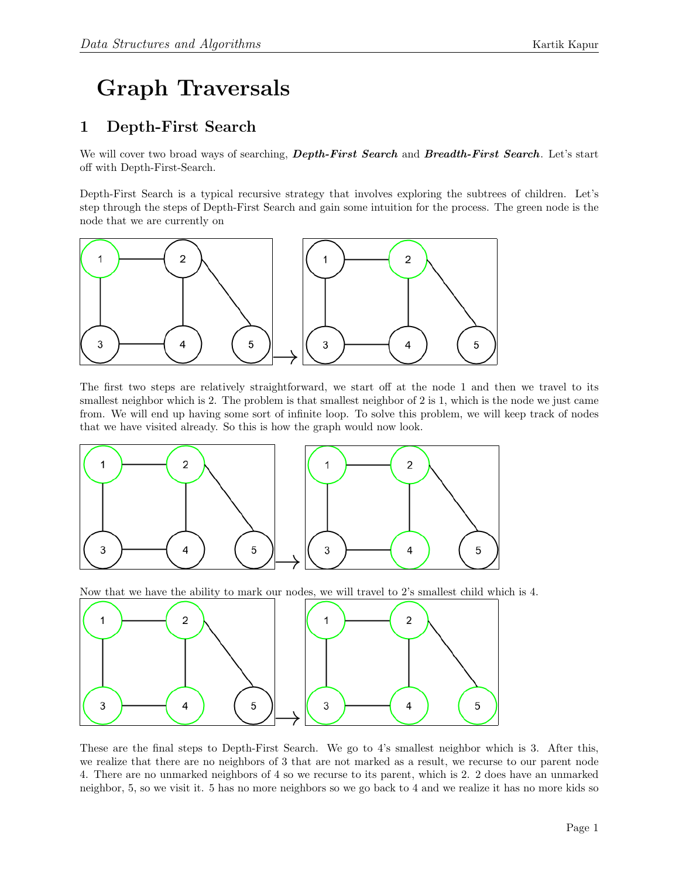# Graph Traversals

## 1 Depth-First Search

We will cover two broad ways of searching, ***Depth-First Search*** and ***Breadth-First Search***. Let's start off with Depth-First-Search.

Depth-First Search is a typical recursive strategy that involves exploring the subtrees of children. Let's step through the steps of Depth-First Search and gain some intuition for the process. The green node is the node that we are currently on

The first two steps are relatively straightforward, we start off at the node 1 and then we travel to its smallest neighbor which is 2. The problem is that smallest neighbor of 2 is 1, which is the node we just came from. We will end up having some sort of infinite loop. To solve this problem, we will keep track of nodes that we have visited already. So this is how the graph would now look.

Now that we have the ability to mark our nodes, we will travel to 2's smallest child which is 4.

These are the final steps to Depth-First Search. We go to 4's smallest neighbor which is 3. After this, we realize that there are no neighbors of 3 that are not marked as a result, we recurse to our parent node 4. There are no unmarked neighbors of 4 so we recurse to its parent, which is 2. 2 does have an unmarked neighbor, 5, so we visit it. 5 has no more neighbors so we go back to 4 and we realize it has no more kids so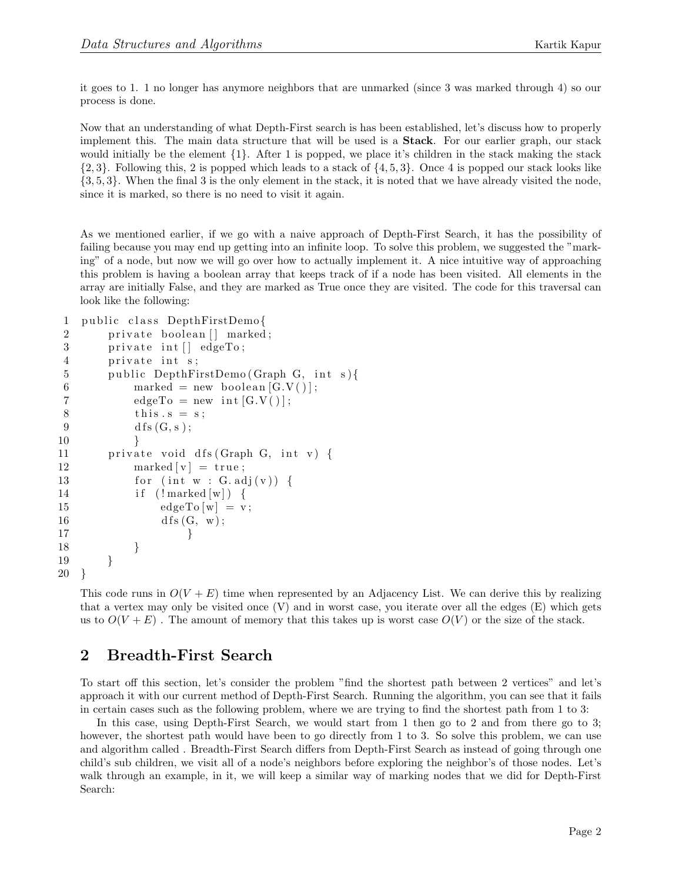it goes to 1. 1 no longer has anymore neighbors that are unmarked (since 3 was marked through 4) so our process is done.

Now that an understanding of what Depth-First search is has been established, let's discuss how to properly implement this. The main data structure that will be used is a **Stack**. For our earlier graph, our stack would initially be the element $\{1\}$. After 1 is popped, we place it's children in the stack making the stack $\{2, 3\}$. Following this, 2 is popped which leads to a stack of $\{4, 5, 3\}$. Once 4 is popped our stack looks like $\{3, 5, 3\}$. When the final 3 is the only element in the stack, it is noted that we have already visited the node, since it is marked, so there is no need to visit it again.

As we mentioned earlier, if we go with a naive approach of Depth-First Search, it has the possibility of failing because you may end up getting into an infinite loop. To solve this problem, we suggested the "marking" of a node, but now we will go over how to actually implement it. A nice intuitive way of approaching this problem is having a boolean array that keeps track of if a node has been visited. All elements in the array are initially False, and they are marked as True once they are visited. The code for this traversal can look like the following:

```
public class DepthFirstDemo{
    private boolean[] marked;
    private int[] edgeTo;
    private int s;
    public DepthFirstDemo(Graph G, int s){
        marked = new boolean[G.V()];
        edgeTo = new int[G.V()];
        this.s = s;
        dfs(G,s);
        }
    private void dfs(Graph G, int v) {
        marked[v] = true;
        for (int w : G.adj(v)) {
        if (!marked[w]) {
            edgeTo[w] = v;
            dfs(G, w);
                }
        }
    }
}
```

This code runs in $O(V + E)$ time when represented by an Adjacency List. We can derive this by realizing that a vertex may only be visited once (V) and in worst case, you iterate over all the edges (E) which gets us to $O(V + E)$ . The amount of memory that this takes up is worst case $O(V)$ or the size of the stack.

## 2 Breadth-First Search

To start off this section, let's consider the problem "find the shortest path between 2 vertices" and let's approach it with our current method of Depth-First Search. Running the algorithm, you can see that it fails in certain cases such as the following problem, where we are trying to find the shortest path from 1 to 3:

In this case, using Depth-First Search, we would start from 1 then go to 2 and from there go to 3; however, the shortest path would have been to go directly from 1 to 3. So solve this problem, we can use and algorithm called . Breadth-First Search differs from Depth-First Search as instead of going through one child's sub children, we visit all of a node's neighbors before exploring the neighbor's of those nodes. Let's walk through an example, in it, we will keep a similar way of marking nodes that we did for Depth-First Search: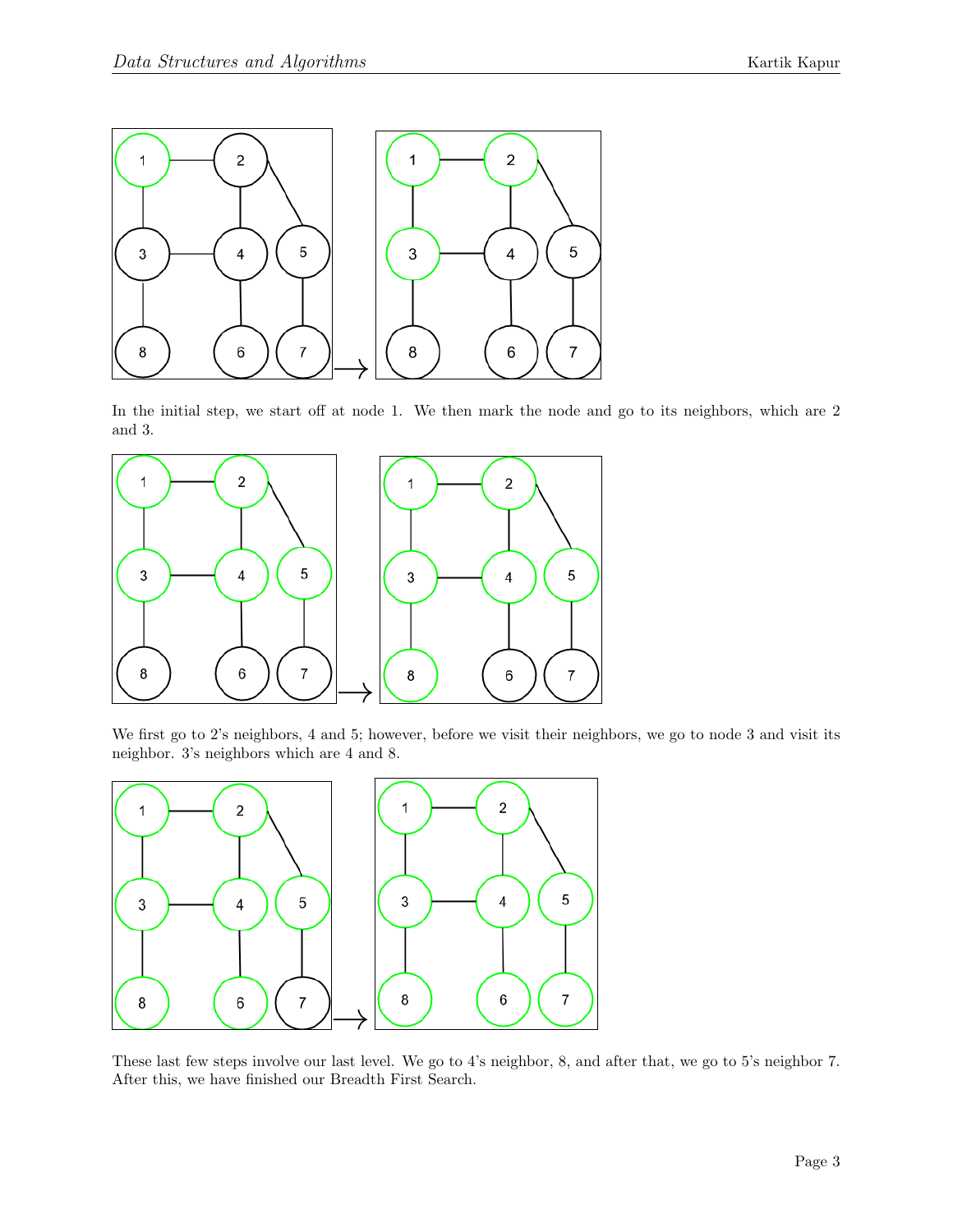In the initial step, we start off at node 1. We then mark the node and go to its neighbors, which are 2 and 3.

We first go to 2's neighbors, 4 and 5; however, before we visit their neighbors, we go to node 3 and visit its neighbor. 3's neighbors which are 4 and 8.

These last few steps involve our last level. We go to 4's neighbor, 8, and after that, we go to 5's neighbor 7. After this, we have finished our Breadth First Search.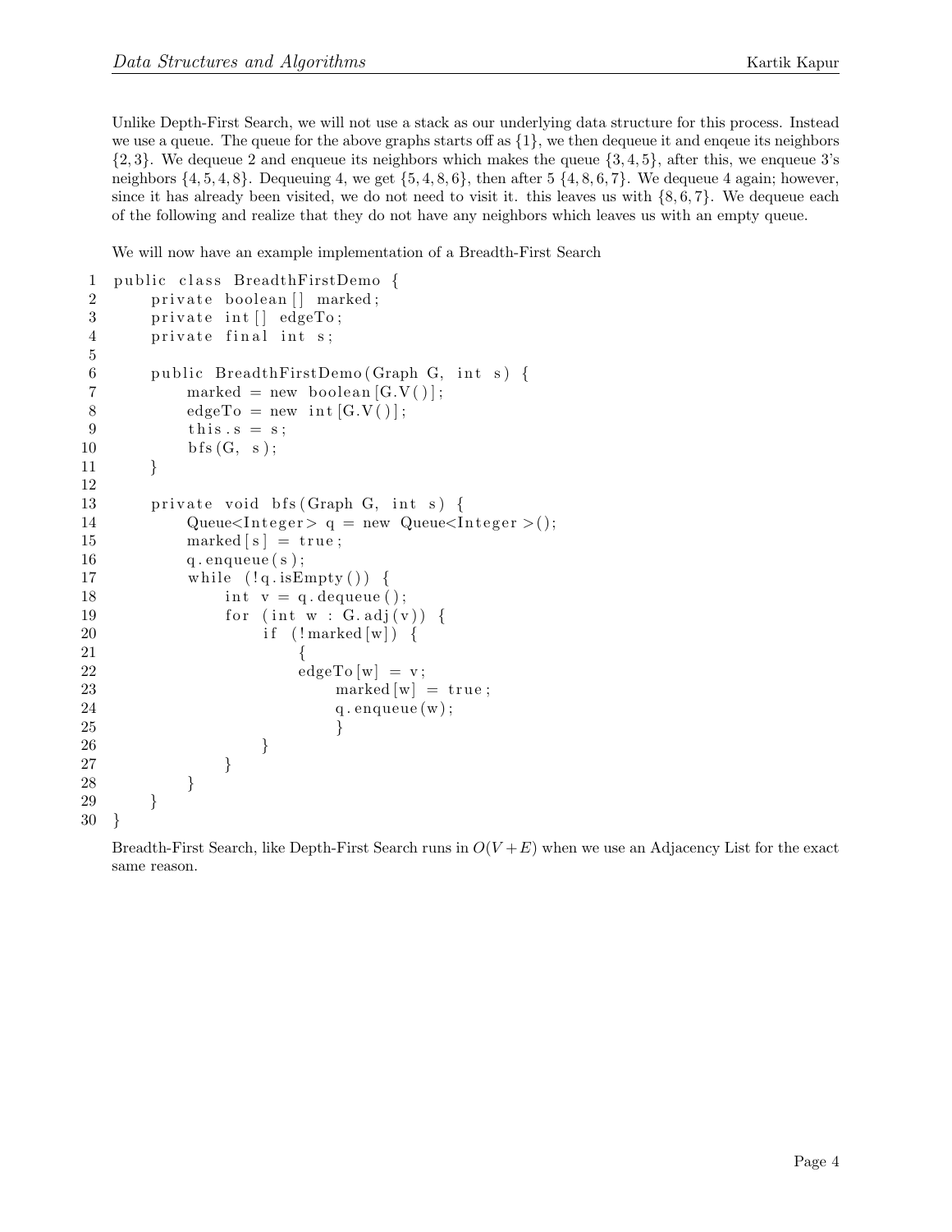Unlike Depth-First Search, we will not use a stack as our underlying data structure for this process. Instead we use a queue. The queue for the above graphs starts off as $\{1\}$, we then dequeue it and enqeue its neighbors $\{2, 3\}$. We dequeue 2 and enqueue its neighbors which makes the queue $\{3, 4, 5\}$, after this, we enqueue 3's neighbors $\{4, 5, 4, 8\}$. Dequeuing 4, we get $\{5, 4, 8, 6\}$, then after 5 $\{4, 8, 6, 7\}$. We dequeue 4 again; however, since it has already been visited, we do not need to visit it. this leaves us with $\{8, 6, 7\}$. We dequeue each of the following and realize that they do not have any neighbors which leaves us with an empty queue.

We will now have an example implementation of a Breadth-First Search

```
1  public class BreadthFirstDemo {
2      private boolean[] marked;
3      private int[] edgeTo;
4      private final int s;
5
6      public BreadthFirstDemo(Graph G, int s) {
7          marked = new boolean[G.V()];
8          edgeTo = new int[G.V()];
9          this.s = s;
10         bfs(G, s);
11     }
12
13     private void bfs(Graph G, int s) {
14         Queue<Integer> q = new Queue<Integer>();
15         marked[s] = true;
16         q.enqueue(s);
17         while (!q.isEmpty()) {
18             int v = q.dequeue();
19             for (int w : G.adj(v)) {
20                 if (!marked[w]) {
21                     {
22                     edgeTo[w] = v;
23                         marked[w] = true;
24                         q.enqueue(w);
25                         }
26                 }
27             }
28         }
29     }
30 }
```

Breadth-First Search, like Depth-First Search runs in $O(V + E)$ when we use an Adjacency List for the exact same reason.